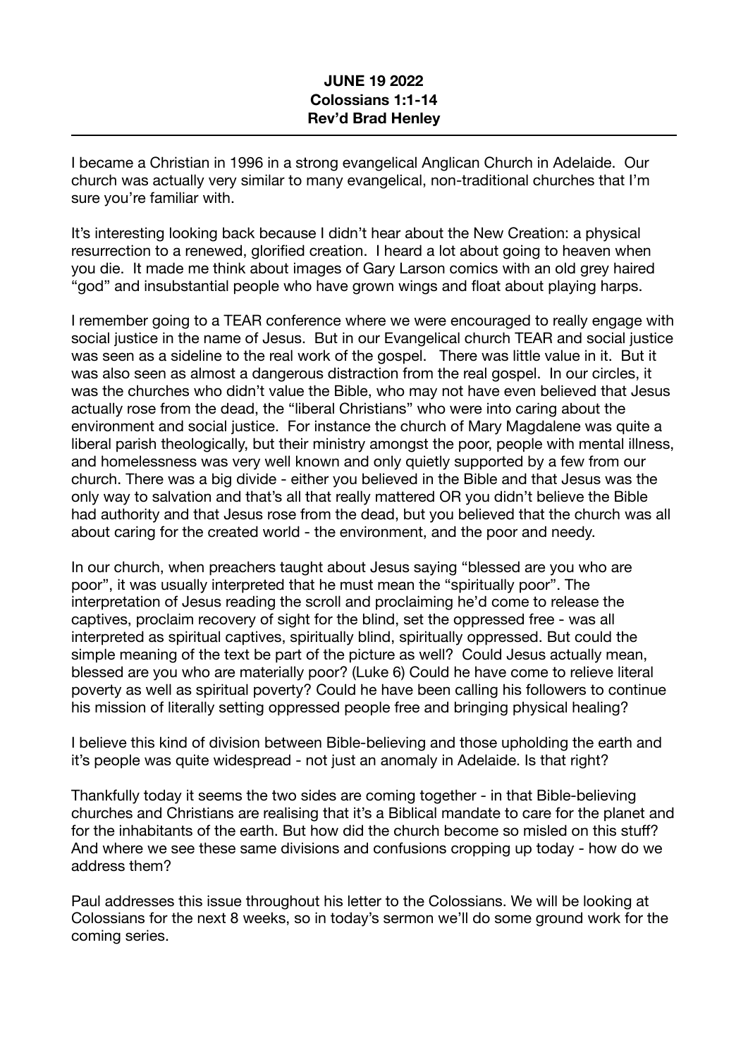**JUNE 19 2022**
**Colossians 1:1-14**
**Rev'd Brad Henley**

---

I became a Christian in 1996 in a strong evangelical Anglican Church in Adelaide. Our church was actually very similar to many evangelical, non-traditional churches that I'm sure you're familiar with.

It's interesting looking back because I didn't hear about the New Creation: a physical resurrection to a renewed, glorified creation. I heard a lot about going to heaven when you die. It made me think about images of Gary Larson comics with an old grey haired "god" and insubstantial people who have grown wings and float about playing harps.

I remember going to a TEAR conference where we were encouraged to really engage with social justice in the name of Jesus. But in our Evangelical church TEAR and social justice was seen as a sideline to the real work of the gospel. There was little value in it. But it was also seen as almost a dangerous distraction from the real gospel. In our circles, it was the churches who didn't value the Bible, who may not have even believed that Jesus actually rose from the dead, the "liberal Christians" who were into caring about the environment and social justice. For instance the church of Mary Magdalene was quite a liberal parish theologically, but their ministry amongst the poor, people with mental illness, and homelessness was very well known and only quietly supported by a few from our church. There was a big divide - either you believed in the Bible and that Jesus was the only way to salvation and that's all that really mattered OR you didn't believe the Bible had authority and that Jesus rose from the dead, but you believed that the church was all about caring for the created world - the environment, and the poor and needy.

In our church, when preachers taught about Jesus saying "blessed are you who are poor", it was usually interpreted that he must mean the "spiritually poor". The interpretation of Jesus reading the scroll and proclaiming he'd come to release the captives, proclaim recovery of sight for the blind, set the oppressed free - was all interpreted as spiritual captives, spiritually blind, spiritually oppressed. But could the simple meaning of the text be part of the picture as well? Could Jesus actually mean, blessed are you who are materially poor? (Luke 6) Could he have come to relieve literal poverty as well as spiritual poverty? Could he have been calling his followers to continue his mission of literally setting oppressed people free and bringing physical healing?

I believe this kind of division between Bible-believing and those upholding the earth and it's people was quite widespread - not just an anomaly in Adelaide. Is that right?

Thankfully today it seems the two sides are coming together - in that Bible-believing churches and Christians are realising that it's a Biblical mandate to care for the planet and for the inhabitants of the earth. But how did the church become so misled on this stuff? And where we see these same divisions and confusions cropping up today - how do we address them?

Paul addresses this issue throughout his letter to the Colossians. We will be looking at Colossians for the next 8 weeks, so in today's sermon we'll do some ground work for the coming series.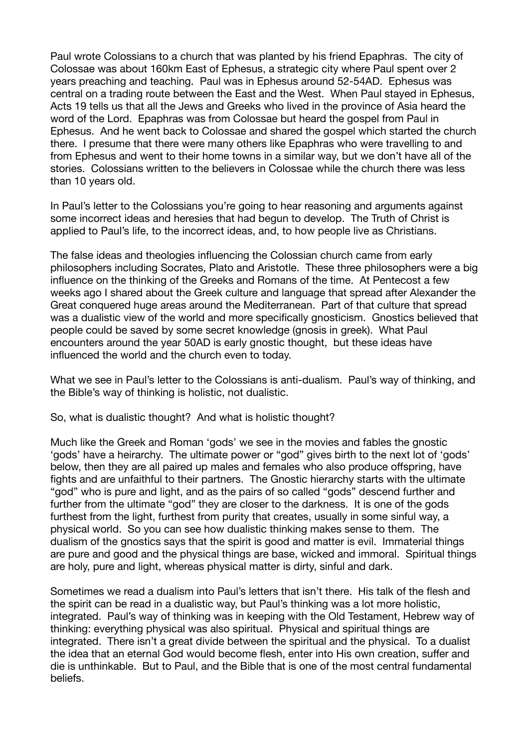Paul wrote Colossians to a church that was planted by his friend Epaphras. The city of Colossae was about 160km East of Ephesus, a strategic city where Paul spent over 2 years preaching and teaching. Paul was in Ephesus around 52-54AD. Ephesus was central on a trading route between the East and the West. When Paul stayed in Ephesus, Acts 19 tells us that all the Jews and Greeks who lived in the province of Asia heard the word of the Lord. Epaphras was from Colossae but heard the gospel from Paul in Ephesus. And he went back to Colossae and shared the gospel which started the church there. I presume that there were many others like Epaphras who were travelling to and from Ephesus and went to their home towns in a similar way, but we don't have all of the stories. Colossians written to the believers in Colossae while the church there was less than 10 years old.

In Paul's letter to the Colossians you're going to hear reasoning and arguments against some incorrect ideas and heresies that had begun to develop. The Truth of Christ is applied to Paul's life, to the incorrect ideas, and, to how people live as Christians.

The false ideas and theologies influencing the Colossian church came from early philosophers including Socrates, Plato and Aristotle. These three philosophers were a big influence on the thinking of the Greeks and Romans of the time. At Pentecost a few weeks ago I shared about the Greek culture and language that spread after Alexander the Great conquered huge areas around the Mediterranean. Part of that culture that spread was a dualistic view of the world and more specifically gnosticism. Gnostics believed that people could be saved by some secret knowledge (gnosis in greek). What Paul encounters around the year 50AD is early gnostic thought, but these ideas have influenced the world and the church even to today.

What we see in Paul's letter to the Colossians is anti-dualism. Paul's way of thinking, and the Bible's way of thinking is holistic, not dualistic.

So, what is dualistic thought? And what is holistic thought?

Much like the Greek and Roman 'gods' we see in the movies and fables the gnostic 'gods' have a heirarchy. The ultimate power or "god" gives birth to the next lot of 'gods' below, then they are all paired up males and females who also produce offspring, have fights and are unfaithful to their partners. The Gnostic hierarchy starts with the ultimate "god" who is pure and light, and as the pairs of so called "gods" descend further and further from the ultimate "god" they are closer to the darkness. It is one of the gods furthest from the light, furthest from purity that creates, usually in some sinful way, a physical world. So you can see how dualistic thinking makes sense to them. The dualism of the gnostics says that the spirit is good and matter is evil. Immaterial things are pure and good and the physical things are base, wicked and immoral. Spiritual things are holy, pure and light, whereas physical matter is dirty, sinful and dark.

Sometimes we read a dualism into Paul's letters that isn't there. His talk of the flesh and the spirit can be read in a dualistic way, but Paul's thinking was a lot more holistic, integrated. Paul's way of thinking was in keeping with the Old Testament, Hebrew way of thinking: everything physical was also spiritual. Physical and spiritual things are integrated. There isn't a great divide between the spiritual and the physical. To a dualist the idea that an eternal God would become flesh, enter into His own creation, suffer and die is unthinkable. But to Paul, and the Bible that is one of the most central fundamental beliefs.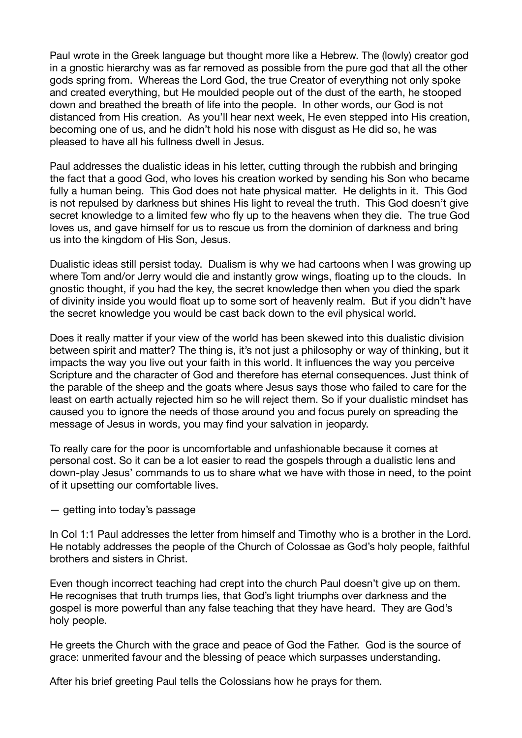Paul wrote in the Greek language but thought more like a Hebrew. The (lowly) creator god in a gnostic hierarchy was as far removed as possible from the pure god that all the other gods spring from. Whereas the Lord God, the true Creator of everything not only spoke and created everything, but He moulded people out of the dust of the earth, he stooped down and breathed the breath of life into the people. In other words, our God is not distanced from His creation. As you'll hear next week, He even stepped into His creation, becoming one of us, and he didn't hold his nose with disgust as He did so, he was pleased to have all his fullness dwell in Jesus.

Paul addresses the dualistic ideas in his letter, cutting through the rubbish and bringing the fact that a good God, who loves his creation worked by sending his Son who became fully a human being. This God does not hate physical matter. He delights in it. This God is not repulsed by darkness but shines His light to reveal the truth. This God doesn't give secret knowledge to a limited few who fly up to the heavens when they die. The true God loves us, and gave himself for us to rescue us from the dominion of darkness and bring us into the kingdom of His Son, Jesus.

Dualistic ideas still persist today. Dualism is why we had cartoons when I was growing up where Tom and/or Jerry would die and instantly grow wings, floating up to the clouds. In gnostic thought, if you had the key, the secret knowledge then when you died the spark of divinity inside you would float up to some sort of heavenly realm. But if you didn't have the secret knowledge you would be cast back down to the evil physical world.

Does it really matter if your view of the world has been skewed into this dualistic division between spirit and matter? The thing is, it's not just a philosophy or way of thinking, but it impacts the way you live out your faith in this world. It influences the way you perceive Scripture and the character of God and therefore has eternal consequences. Just think of the parable of the sheep and the goats where Jesus says those who failed to care for the least on earth actually rejected him so he will reject them. So if your dualistic mindset has caused you to ignore the needs of those around you and focus purely on spreading the message of Jesus in words, you may find your salvation in jeopardy.

To really care for the poor is uncomfortable and unfashionable because it comes at personal cost. So it can be a lot easier to read the gospels through a dualistic lens and down-play Jesus' commands to us to share what we have with those in need, to the point of it upsetting our comfortable lives.

— getting into today's passage

In Col 1:1 Paul addresses the letter from himself and Timothy who is a brother in the Lord. He notably addresses the people of the Church of Colossae as God's holy people, faithful brothers and sisters in Christ.

Even though incorrect teaching had crept into the church Paul doesn't give up on them. He recognises that truth trumps lies, that God's light triumphs over darkness and the gospel is more powerful than any false teaching that they have heard. They are God's holy people.

He greets the Church with the grace and peace of God the Father. God is the source of grace: unmerited favour and the blessing of peace which surpasses understanding.

After his brief greeting Paul tells the Colossians how he prays for them.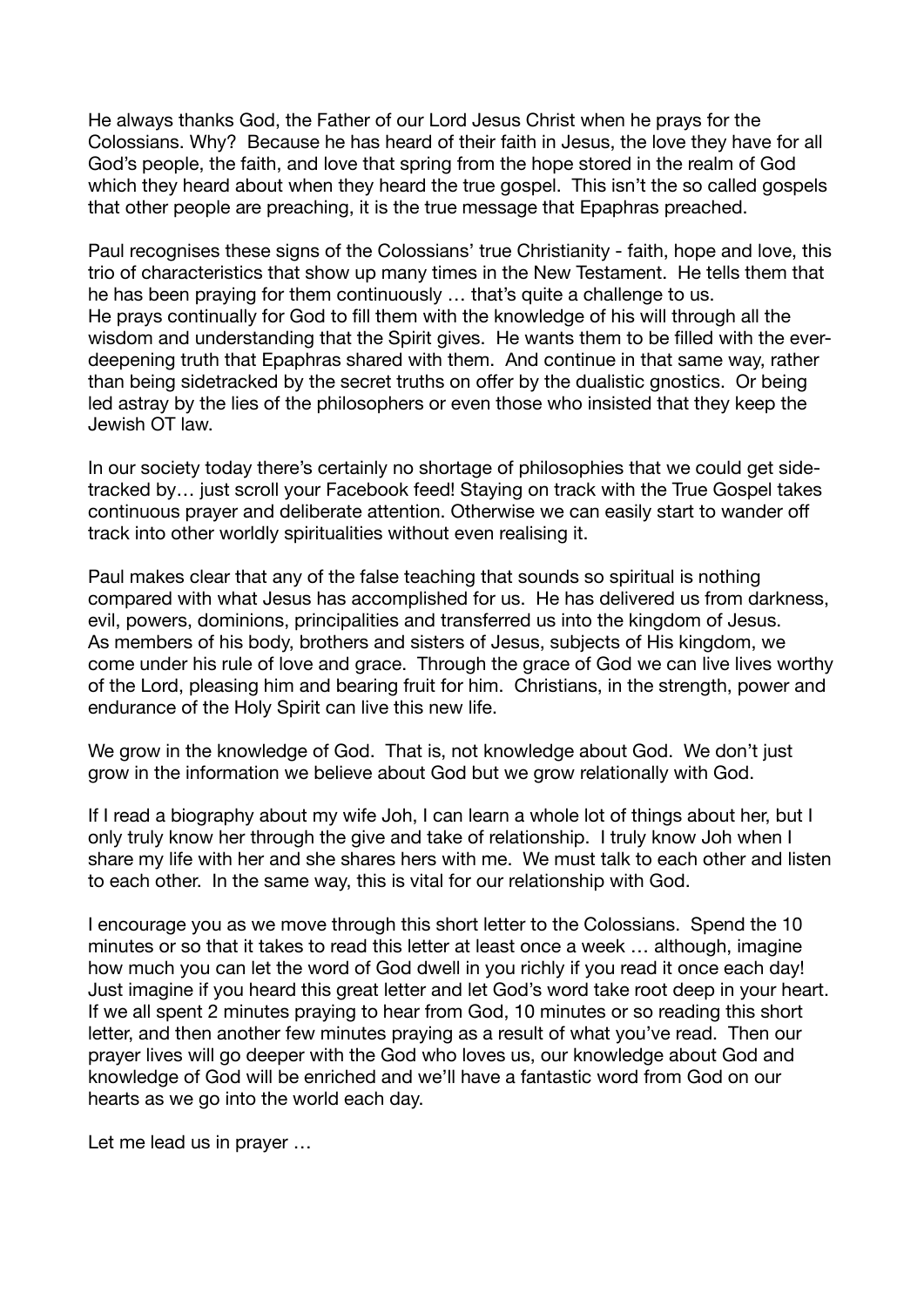He always thanks God, the Father of our Lord Jesus Christ when he prays for the Colossians. Why? Because he has heard of their faith in Jesus, the love they have for all God's people, the faith, and love that spring from the hope stored in the realm of God which they heard about when they heard the true gospel. This isn't the so called gospels that other people are preaching, it is the true message that Epaphras preached.

Paul recognises these signs of the Colossians' true Christianity - faith, hope and love, this trio of characteristics that show up many times in the New Testament. He tells them that he has been praying for them continuously … that's quite a challenge to us.
He prays continually for God to fill them with the knowledge of his will through all the wisdom and understanding that the Spirit gives. He wants them to be filled with the ever-deepening truth that Epaphras shared with them. And continue in that same way, rather than being sidetracked by the secret truths on offer by the dualistic gnostics. Or being led astray by the lies of the philosophers or even those who insisted that they keep the Jewish OT law.

In our society today there's certainly no shortage of philosophies that we could get side-tracked by… just scroll your Facebook feed! Staying on track with the True Gospel takes continuous prayer and deliberate attention. Otherwise we can easily start to wander off track into other worldly spiritualities without even realising it.

Paul makes clear that any of the false teaching that sounds so spiritual is nothing compared with what Jesus has accomplished for us. He has delivered us from darkness, evil, powers, dominions, principalities and transferred us into the kingdom of Jesus.
As members of his body, brothers and sisters of Jesus, subjects of His kingdom, we come under his rule of love and grace. Through the grace of God we can live lives worthy of the Lord, pleasing him and bearing fruit for him. Christians, in the strength, power and endurance of the Holy Spirit can live this new life.

We grow in the knowledge of God. That is, not knowledge about God. We don't just grow in the information we believe about God but we grow relationally with God.

If I read a biography about my wife Joh, I can learn a whole lot of things about her, but I only truly know her through the give and take of relationship. I truly know Joh when I share my life with her and she shares hers with me. We must talk to each other and listen to each other. In the same way, this is vital for our relationship with God.

I encourage you as we move through this short letter to the Colossians. Spend the 10 minutes or so that it takes to read this letter at least once a week … although, imagine how much you can let the word of God dwell in you richly if you read it once each day! Just imagine if you heard this great letter and let God's word take root deep in your heart. If we all spent 2 minutes praying to hear from God, 10 minutes or so reading this short letter, and then another few minutes praying as a result of what you've read. Then our prayer lives will go deeper with the God who loves us, our knowledge about God and knowledge of God will be enriched and we'll have a fantastic word from God on our hearts as we go into the world each day.

Let me lead us in prayer …